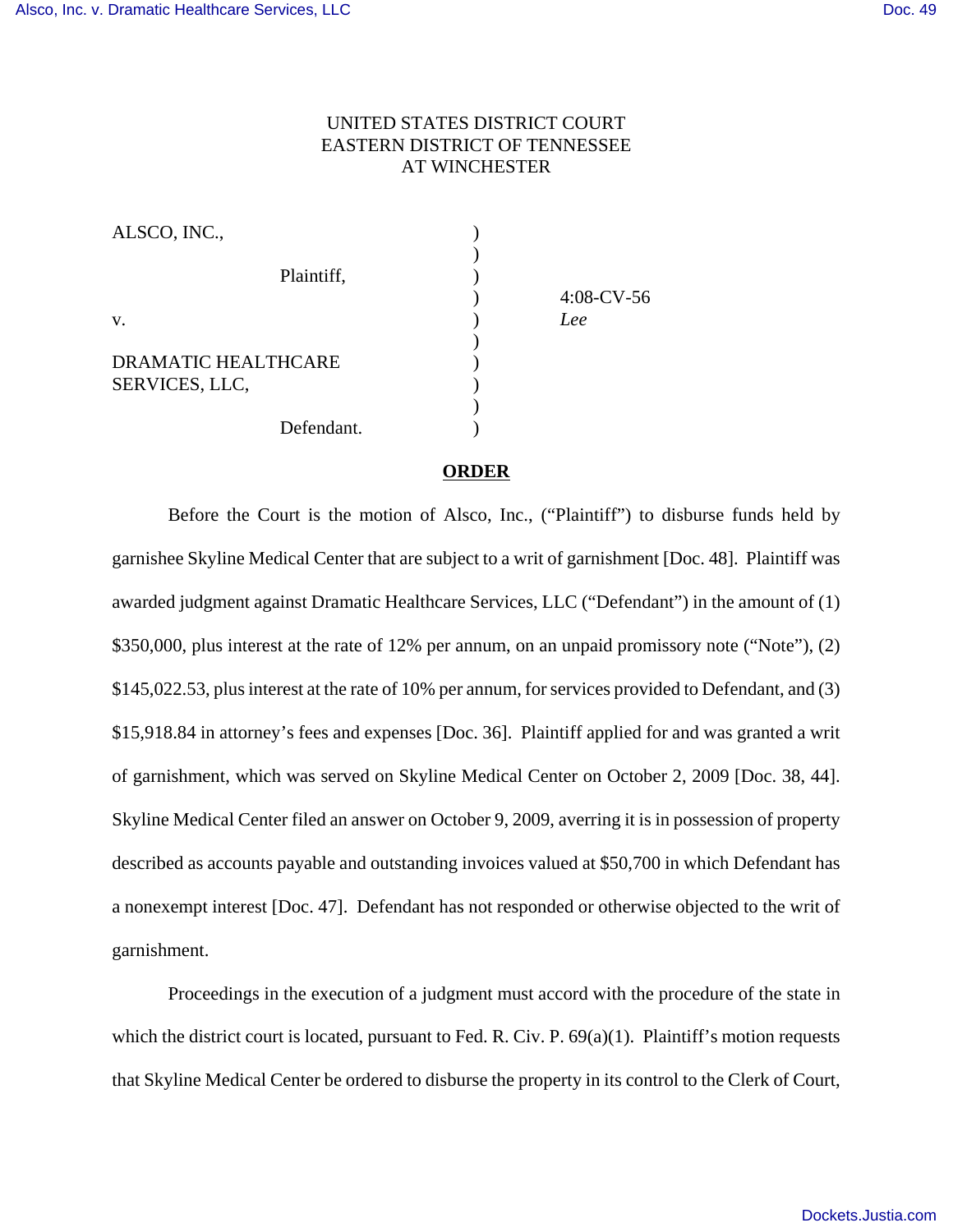UNITED STATES DISTRICT COURT
EASTERN DISTRICT OF TENNESSEE
AT WINCHESTER

| | | |
|---|---|---|
| ALSCO, INC., | ) | |
| Plaintiff, | ) | |
| | ) | 4:08-CV-56 |
| v. | ) | *Lee* |
| | ) | |
| DRAMATIC HEALTHCARE SERVICES, LLC, | ) | |
| Defendant. | ) | |

**ORDER**

Before the Court is the motion of Alsco, Inc., ("Plaintiff") to disburse funds held by garnishee Skyline Medical Center that are subject to a writ of garnishment [Doc. 48]. Plaintiff was awarded judgment against Dramatic Healthcare Services, LLC ("Defendant") in the amount of (1) $350,000, plus interest at the rate of 12% per annum, on an unpaid promissory note ("Note"), (2) $145,022.53, plus interest at the rate of 10% per annum, for services provided to Defendant, and (3) $15,918.84 in attorney's fees and expenses [Doc. 36]. Plaintiff applied for and was granted a writ of garnishment, which was served on Skyline Medical Center on October 2, 2009 [Doc. 38, 44]. Skyline Medical Center filed an answer on October 9, 2009, averring it is in possession of property described as accounts payable and outstanding invoices valued at $50,700 in which Defendant has a nonexempt interest [Doc. 47]. Defendant has not responded or otherwise objected to the writ of garnishment.

Proceedings in the execution of a judgment must accord with the procedure of the state in which the district court is located, pursuant to Fed. R. Civ. P. 69(a)(1). Plaintiff's motion requests that Skyline Medical Center be ordered to disburse the property in its control to the Clerk of Court,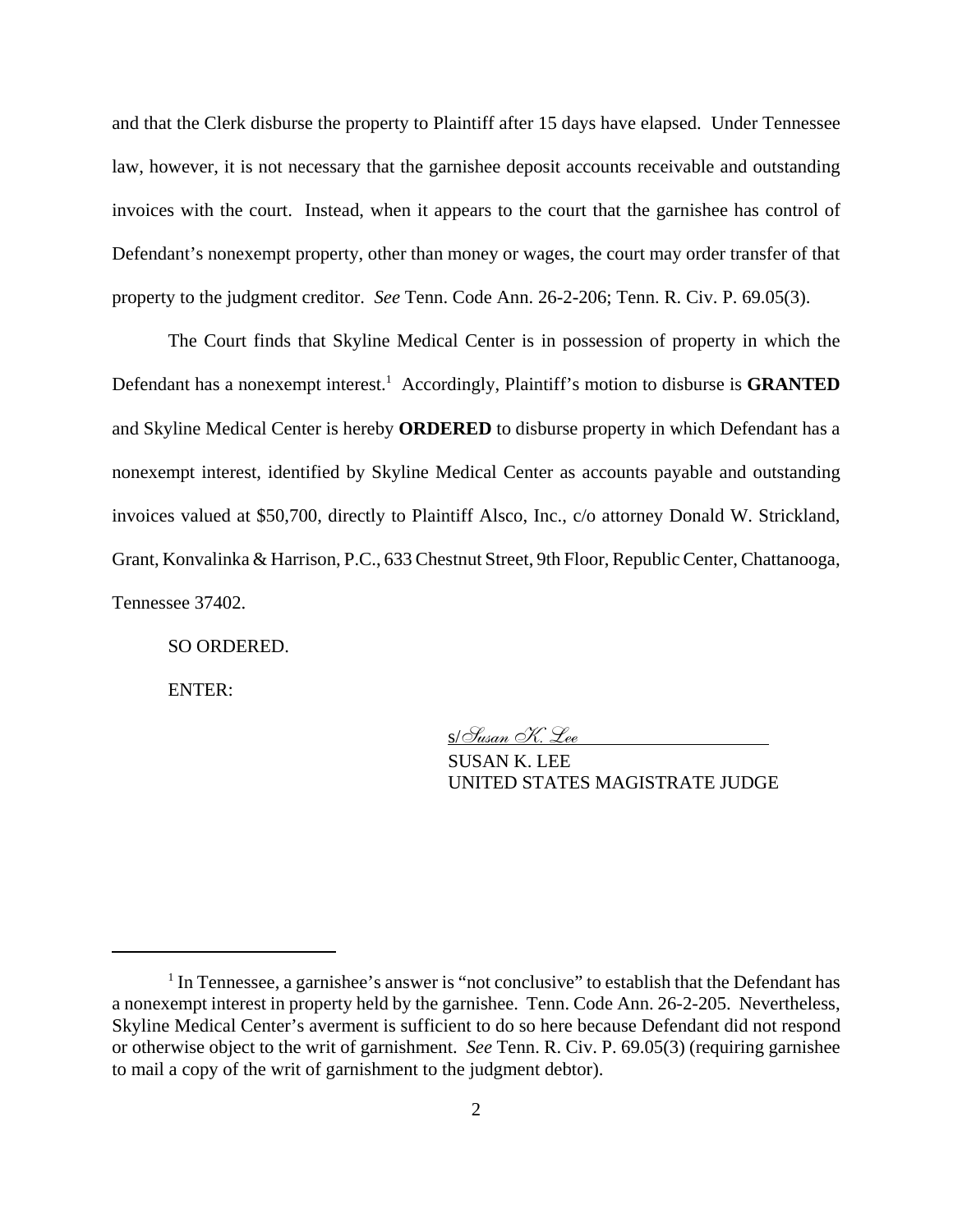and that the Clerk disburse the property to Plaintiff after 15 days have elapsed. Under Tennessee law, however, it is not necessary that the garnishee deposit accounts receivable and outstanding invoices with the court. Instead, when it appears to the court that the garnishee has control of Defendant's nonexempt property, other than money or wages, the court may order transfer of that property to the judgment creditor. *See* Tenn. Code Ann. 26-2-206; Tenn. R. Civ. P. 69.05(3).

The Court finds that Skyline Medical Center is in possession of property in which the Defendant has a nonexempt interest.[1] Accordingly, Plaintiff's motion to disburse is **GRANTED** and Skyline Medical Center is hereby **ORDERED** to disburse property in which Defendant has a nonexempt interest, identified by Skyline Medical Center as accounts payable and outstanding invoices valued at $50,700, directly to Plaintiff Alsco, Inc., c/o attorney Donald W. Strickland, Grant, Konvalinka & Harrison, P.C., 633 Chestnut Street, 9th Floor, Republic Center, Chattanooga, Tennessee 37402.

SO ORDERED.

ENTER:

s/*Susan K. Lee*
SUSAN K. LEE
UNITED STATES MAGISTRATE JUDGE

---

[1] In Tennessee, a garnishee's answer is "not conclusive" to establish that the Defendant has a nonexempt interest in property held by the garnishee. Tenn. Code Ann. 26-2-205. Nevertheless, Skyline Medical Center's averment is sufficient to do so here because Defendant did not respond or otherwise object to the writ of garnishment. *See* Tenn. R. Civ. P. 69.05(3) (requiring garnishee to mail a copy of the writ of garnishment to the judgment debtor).